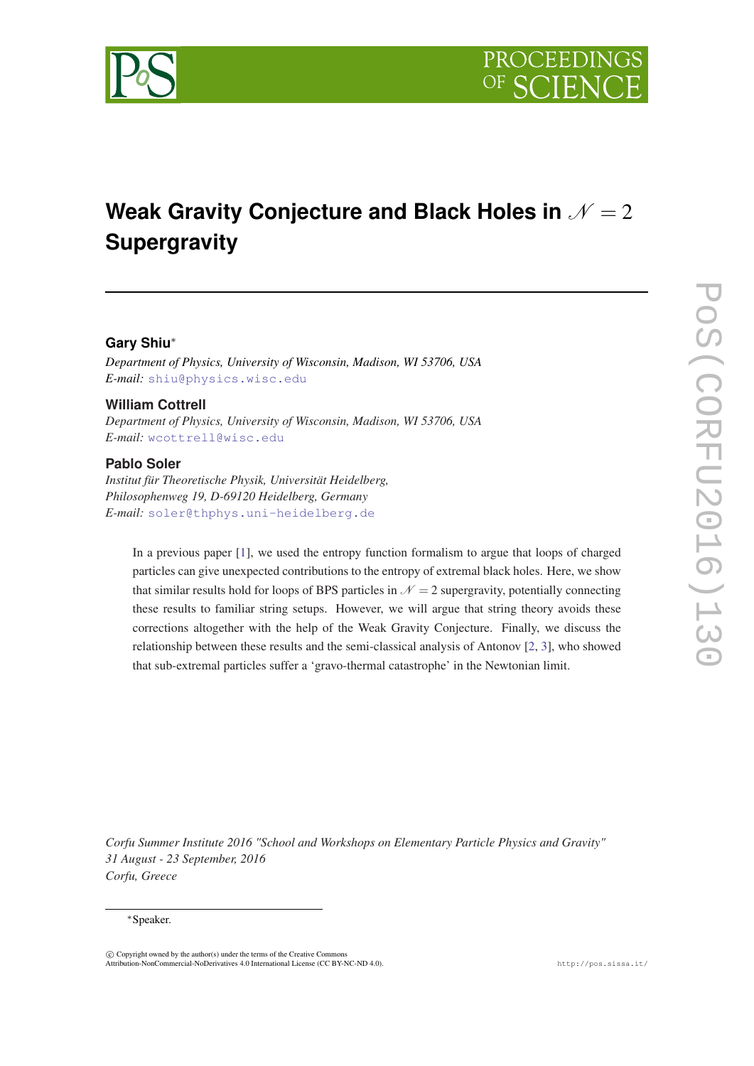# Weak Gravity Conjecture and Black Holes in $\mathcal{N}=2$ Supergravity

**Gary Shiu***

*Department of Physics, University of Wisconsin, Madison, WI 53706, USA*
*E-mail:* shiu@physics.wisc.edu

**William Cottrell**

*Department of Physics, University of Wisconsin, Madison, WI 53706, USA*
*E-mail:* wcottrell@wisc.edu

**Pablo Soler**

*Institut für Theoretische Physik, Universität Heidelberg,*
*Philosophenweg 19, D-69120 Heidelberg, Germany*
*E-mail:* soler@thphys.uni-heidelberg.de

In a previous paper [1], we used the entropy function formalism to argue that loops of charged particles can give unexpected contributions to the entropy of extremal black holes. Here, we show that similar results hold for loops of BPS particles in $\mathcal{N}=2$ supergravity, potentially connecting these results to familiar string setups. However, we will argue that string theory avoids these corrections altogether with the help of the Weak Gravity Conjecture. Finally, we discuss the relationship between these results and the semi-classical analysis of Antonov [2, 3], who showed that sub-extremal particles suffer a 'gravo-thermal catastrophe' in the Newtonian limit.

*Corfu Summer Institute 2016 "School and Workshops on Elementary Particle Physics and Gravity"*
*31 August - 23 September, 2016*
*Corfu, Greece*

*Speaker.

© Copyright owned by the author(s) under the terms of the Creative Commons Attribution-NonCommercial-NoDerivatives 4.0 International License (CC BY-NC-ND 4.0).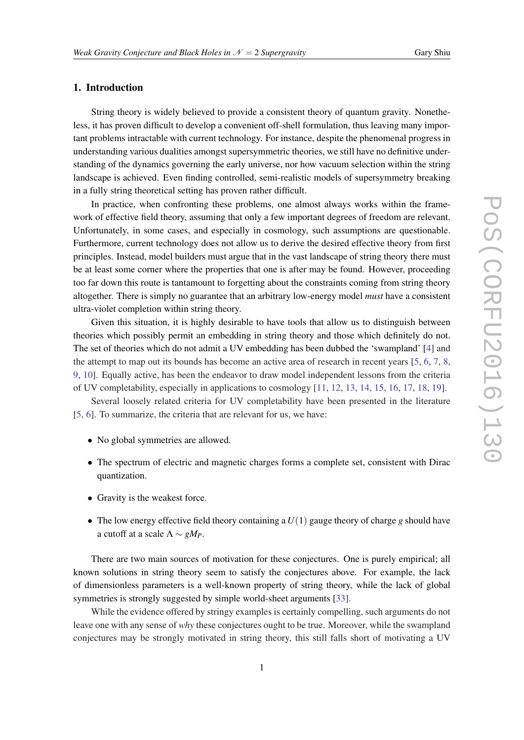## 1. Introduction

String theory is widely believed to provide a consistent theory of quantum gravity. Nonetheless, it has proven difficult to develop a convenient off-shell formulation, thus leaving many important problems intractable with current technology. For instance, despite the phenomenal progress in understanding various dualities amongst supersymmetric theories, we still have no definitive understanding of the dynamics governing the early universe, nor how vacuum selection within the string landscape is achieved. Even finding controlled, semi-realistic models of supersymmetry breaking in a fully string theoretical setting has proven rather difficult.

In practice, when confronting these problems, one almost always works within the framework of effective field theory, assuming that only a few important degrees of freedom are relevant. Unfortunately, in some cases, and especially in cosmology, such assumptions are questionable. Furthermore, current technology does not allow us to derive the desired effective theory from first principles. Instead, model builders must argue that in the vast landscape of string theory there must be at least some corner where the properties that one is after may be found. However, proceeding too far down this route is tantamount to forgetting about the constraints coming from string theory altogether. There is simply no guarantee that an arbitrary low-energy model *must* have a consistent ultra-violet completion within string theory.

Given this situation, it is highly desirable to have tools that allow us to distinguish between theories which possibly permit an embedding in string theory and those which definitely do not. The set of theories which do not admit a UV embedding has been dubbed the 'swampland' [4] and the attempt to map out its bounds has become an active area of research in recent years [5, 6, 7, 8, 9, 10]. Equally active, has been the endeavor to draw model independent lessons from the criteria of UV completability, especially in applications to cosmology [11, 12, 13, 14, 15, 16, 17, 18, 19].

Several loosely related criteria for UV completability have been presented in the literature [5, 6]. To summarize, the criteria that are relevant for us, we have:

- No global symmetries are allowed.
- The spectrum of electric and magnetic charges forms a complete set, consistent with Dirac quantization.
- Gravity is the weakest force.
- The low energy effective field theory containing a $U(1)$ gauge theory of charge $g$ should have a cutoff at a scale $\Lambda \sim g M_P$.

There are two main sources of motivation for these conjectures. One is purely empirical; all known solutions in string theory seem to satisfy the conjectures above. For example, the lack of dimensionless parameters is a well-known property of string theory, while the lack of global symmetries is strongly suggested by simple world-sheet arguments [33].

While the evidence offered by stringy examples is certainly compelling, such arguments do not leave one with any sense of *why* these conjectures ought to be true. Moreover, while the swampland conjectures may be strongly motivated in string theory, this still falls short of motivating a UV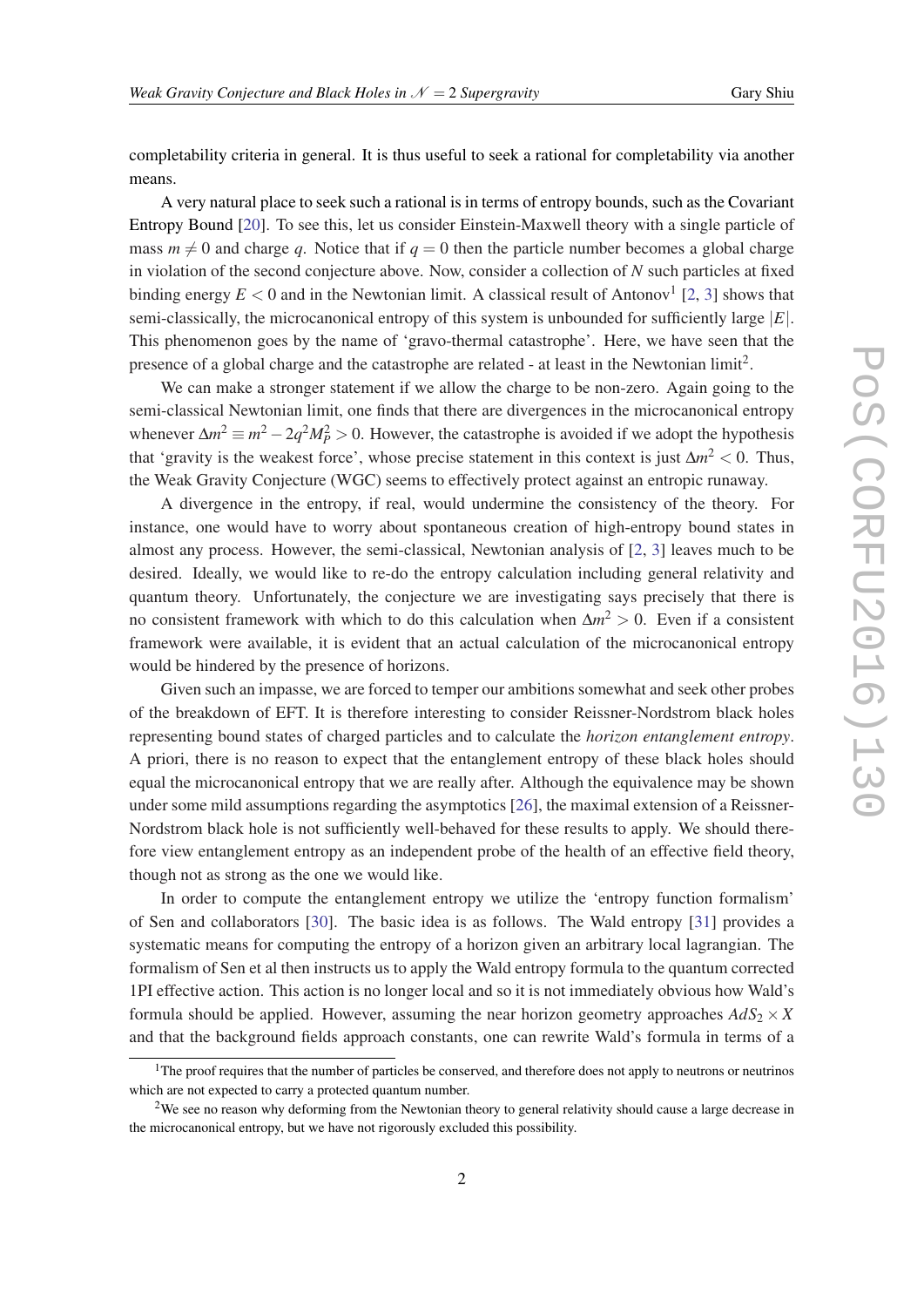completability criteria in general. It is thus useful to seek a rational for completability via another means.

A very natural place to seek such a rational is in terms of entropy bounds, such as the Covariant Entropy Bound [20]. To see this, let us consider Einstein-Maxwell theory with a single particle of mass $m \neq 0$ and charge $q$. Notice that if $q = 0$ then the particle number becomes a global charge in violation of the second conjecture above. Now, consider a collection of $N$ such particles at fixed binding energy $E < 0$ and in the Newtonian limit. A classical result of Antonov[1] [2, 3] shows that semi-classically, the microcanonical entropy of this system is unbounded for sufficiently large $|E|$. This phenomenon goes by the name of 'gravo-thermal catastrophe'. Here, we have seen that the presence of a global charge and the catastrophe are related - at least in the Newtonian limit[2].

We can make a stronger statement if we allow the charge to be non-zero. Again going to the semi-classical Newtonian limit, one finds that there are divergences in the microcanonical entropy whenever $\Delta m^2 \equiv m^2 - 2q^2 M_P^2 > 0$. However, the catastrophe is avoided if we adopt the hypothesis that 'gravity is the weakest force', whose precise statement in this context is just $\Delta m^2 < 0$. Thus, the Weak Gravity Conjecture (WGC) seems to effectively protect against an entropic runaway.

A divergence in the entropy, if real, would undermine the consistency of the theory. For instance, one would have to worry about spontaneous creation of high-entropy bound states in almost any process. However, the semi-classical, Newtonian analysis of [2, 3] leaves much to be desired. Ideally, we would like to re-do the entropy calculation including general relativity and quantum theory. Unfortunately, the conjecture we are investigating says precisely that there is no consistent framework with which to do this calculation when $\Delta m^2 > 0$. Even if a consistent framework were available, it is evident that an actual calculation of the microcanonical entropy would be hindered by the presence of horizons.

Given such an impasse, we are forced to temper our ambitions somewhat and seek other probes of the breakdown of EFT. It is therefore interesting to consider Reissner-Nordstrom black holes representing bound states of charged particles and to calculate the *horizon entanglement entropy*. A priori, there is no reason to expect that the entanglement entropy of these black holes should equal the microcanonical entropy that we are really after. Although the equivalence may be shown under some mild assumptions regarding the asymptotics [26], the maximal extension of a Reissner-Nordstrom black hole is not sufficiently well-behaved for these results to apply. We should therefore view entanglement entropy as an independent probe of the health of an effective field theory, though not as strong as the one we would like.

In order to compute the entanglement entropy we utilize the 'entropy function formalism' of Sen and collaborators [30]. The basic idea is as follows. The Wald entropy [31] provides a systematic means for computing the entropy of a horizon given an arbitrary local lagrangian. The formalism of Sen et al then instructs us to apply the Wald entropy formula to the quantum corrected 1PI effective action. This action is no longer local and so it is not immediately obvious how Wald's formula should be applied. However, assuming the near horizon geometry approaches $AdS_2 \times X$ and that the background fields approach constants, one can rewrite Wald's formula in terms of a

[1] The proof requires that the number of particles be conserved, and therefore does not apply to neutrons or neutrinos which are not expected to carry a protected quantum number.

[2] We see no reason why deforming from the Newtonian theory to general relativity should cause a large decrease in the microcanonical entropy, but we have not rigorously excluded this possibility.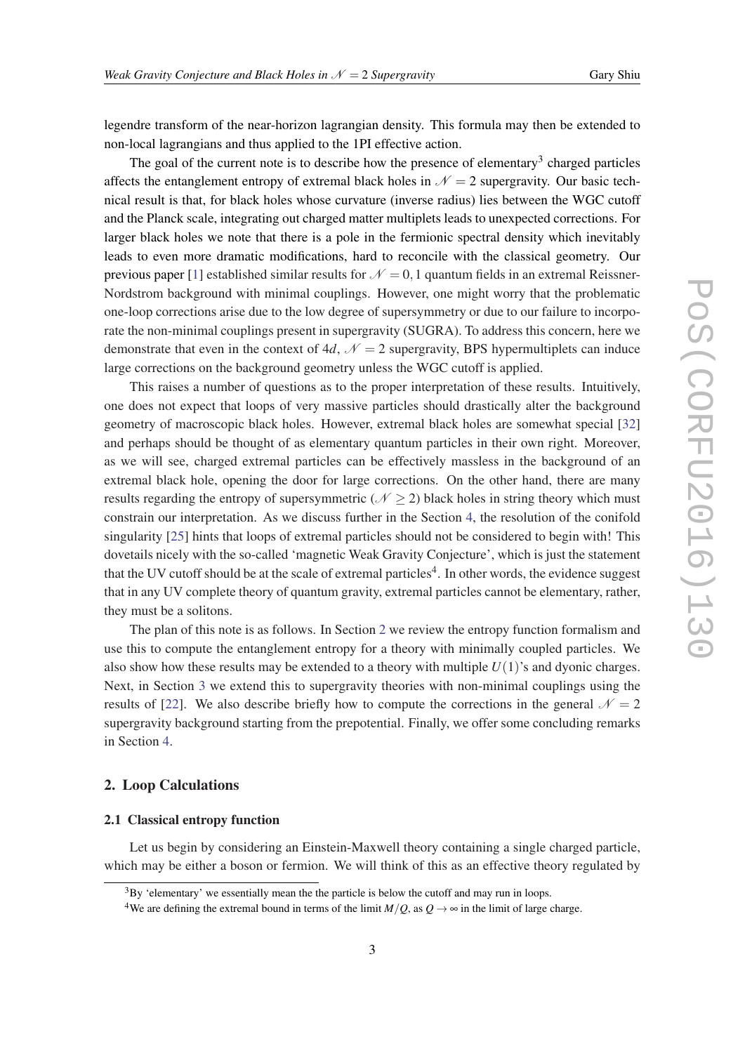legendre transform of the near-horizon lagrangian density. This formula may then be extended to non-local lagrangians and thus applied to the 1PI effective action.

The goal of the current note is to describe how the presence of elementary[3] charged particles affects the entanglement entropy of extremal black holes in $\mathcal{N}=2$ supergravity. Our basic technical result is that, for black holes whose curvature (inverse radius) lies between the WGC cutoff and the Planck scale, integrating out charged matter multiplets leads to unexpected corrections. For larger black holes we note that there is a pole in the fermionic spectral density which inevitably leads to even more dramatic modifications, hard to reconcile with the classical geometry. Our previous paper [1] established similar results for $\mathcal{N}=0,1$ quantum fields in an extremal Reissner-Nordstrom background with minimal couplings. However, one might worry that the problematic one-loop corrections arise due to the low degree of supersymmetry or due to our failure to incorporate the non-minimal couplings present in supergravity (SUGRA). To address this concern, here we demonstrate that even in the context of $4d$, $\mathcal{N}=2$ supergravity, BPS hypermultiplets can induce large corrections on the background geometry unless the WGC cutoff is applied.

This raises a number of questions as to the proper interpretation of these results. Intuitively, one does not expect that loops of very massive particles should drastically alter the background geometry of macroscopic black holes. However, extremal black holes are somewhat special [32] and perhaps should be thought of as elementary quantum particles in their own right. Moreover, as we will see, charged extremal particles can be effectively massless in the background of an extremal black hole, opening the door for large corrections. On the other hand, there are many results regarding the entropy of supersymmetric ($\mathcal{N}\geq 2$) black holes in string theory which must constrain our interpretation. As we discuss further in the Section 4, the resolution of the conifold singularity [25] hints that loops of extremal particles should not be considered to begin with! This dovetails nicely with the so-called 'magnetic Weak Gravity Conjecture', which is just the statement that the UV cutoff should be at the scale of extremal particles[4]. In other words, the evidence suggest that in any UV complete theory of quantum gravity, extremal particles cannot be elementary, rather, they must be a solitons.

The plan of this note is as follows. In Section 2 we review the entropy function formalism and use this to compute the entanglement entropy for a theory with minimally coupled particles. We also show how these results may be extended to a theory with multiple $U(1)$'s and dyonic charges. Next, in Section 3 we extend this to supergravity theories with non-minimal couplings using the results of [22]. We also describe briefly how to compute the corrections in the general $\mathcal{N}=2$ supergravity background starting from the prepotential. Finally, we offer some concluding remarks in Section 4.

## 2. Loop Calculations

### 2.1 Classical entropy function

Let us begin by considering an Einstein-Maxwell theory containing a single charged particle, which may be either a boson or fermion. We will think of this as an effective theory regulated by

---

[3] By 'elementary' we essentially mean the the particle is below the cutoff and may run in loops.

[4] We are defining the extremal bound in terms of the limit $M/Q$, as $Q\to\infty$ in the limit of large charge.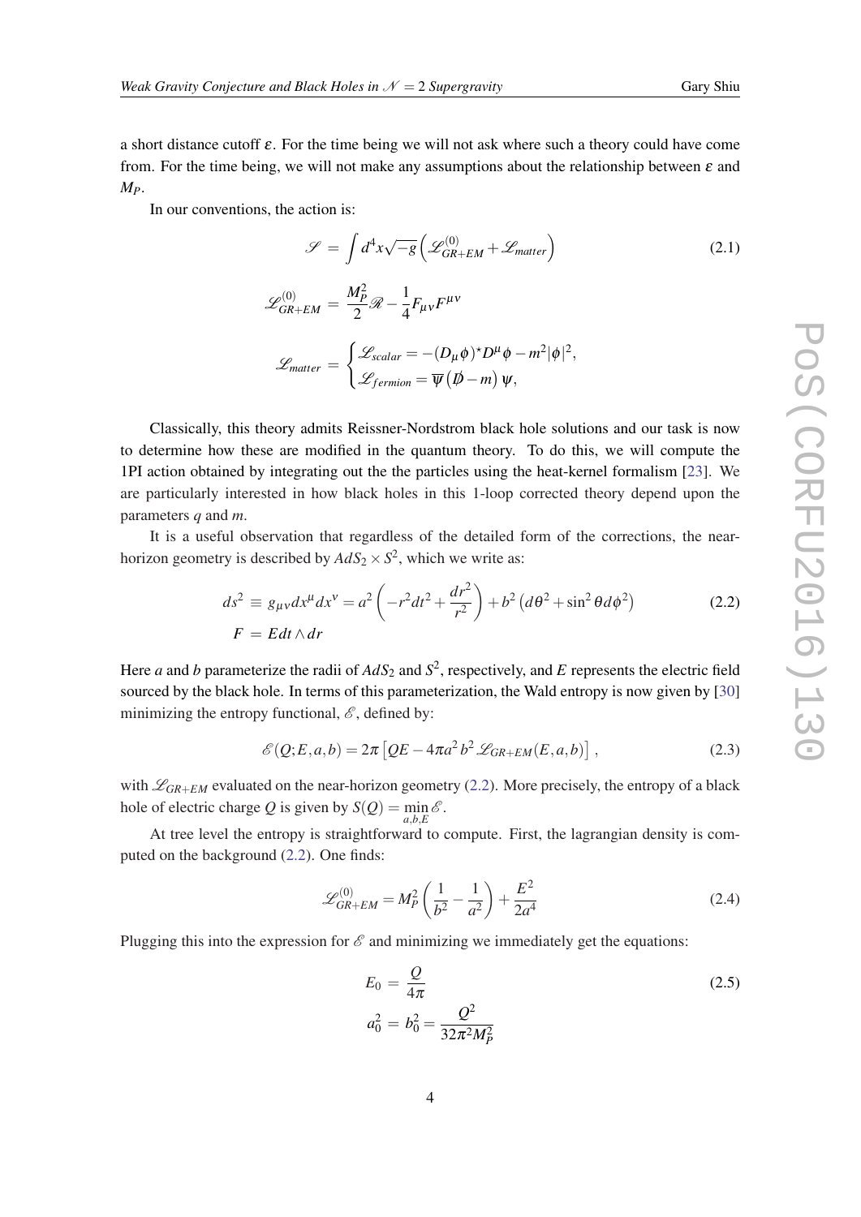a short distance cutoff $\varepsilon$. For the time being we will not ask where such a theory could have come from. For the time being, we will not make any assumptions about the relationship between $\varepsilon$ and $M_P$.

In our conventions, the action is:

$$\mathscr{S} = \int d^4x\sqrt{-g}\left(\mathscr{L}^{(0)}_{GR+EM} + \mathscr{L}_{matter}\right) \tag{2.1}$$

$$\mathscr{L}^{(0)}_{GR+EM} = \frac{M_P^2}{2}\mathscr{R} - \frac{1}{4}F_{\mu\nu}F^{\mu\nu}$$

$$\mathscr{L}_{matter} = \begin{cases} \mathscr{L}_{scalar} = -(D_\mu\phi)^\star D^\mu\phi - m^2|\phi|^2, \\ \mathscr{L}_{fermion} = \overline{\psi}\left(\not{D} - m\right)\psi, \end{cases}$$

Classically, this theory admits Reissner-Nordstrom black hole solutions and our task is now to determine how these are modified in the quantum theory. To do this, we will compute the 1PI action obtained by integrating out the the particles using the heat-kernel formalism [23]. We are particularly interested in how black holes in this 1-loop corrected theory depend upon the parameters $q$ and $m$.

It is a useful observation that regardless of the detailed form of the corrections, the near-horizon geometry is described by $AdS_2\times S^2$, which we write as:

$$\begin{aligned} ds^2 &\equiv g_{\mu\nu}dx^\mu dx^\nu = a^2\left(-r^2dt^2 + \frac{dr^2}{r^2}\right) + b^2\left(d\theta^2 + \sin^2\theta\, d\phi^2\right) \\ F &= E\, dt\wedge dr \end{aligned} \tag{2.2}$$

Here $a$ and $b$ parameterize the radii of $AdS_2$ and $S^2$, respectively, and $E$ represents the electric field sourced by the black hole. In terms of this parameterization, the Wald entropy is now given by [30] minimizing the entropy functional, $\mathscr{E}$, defined by:

$$\mathscr{E}(Q;E,a,b) = 2\pi\left[QE - 4\pi a^2 b^2\,\mathscr{L}_{GR+EM}(E,a,b)\right], \tag{2.3}$$

with $\mathscr{L}_{GR+EM}$ evaluated on the near-horizon geometry (2.2). More precisely, the entropy of a black hole of electric charge $Q$ is given by $S(Q) = \min\limits_{a,b,E}\mathscr{E}$.

At tree level the entropy is straightforward to compute. First, the lagrangian density is computed on the background (2.2). One finds:

$$\mathscr{L}^{(0)}_{GR+EM} = M_P^2\left(\frac{1}{b^2} - \frac{1}{a^2}\right) + \frac{E^2}{2a^4} \tag{2.4}$$

Plugging this into the expression for $\mathscr{E}$ and minimizing we immediately get the equations:

$$\begin{aligned} E_0 &= \frac{Q}{4\pi} \\ a_0^2 &= b_0^2 = \frac{Q^2}{32\pi^2 M_P^2} \end{aligned} \tag{2.5}$$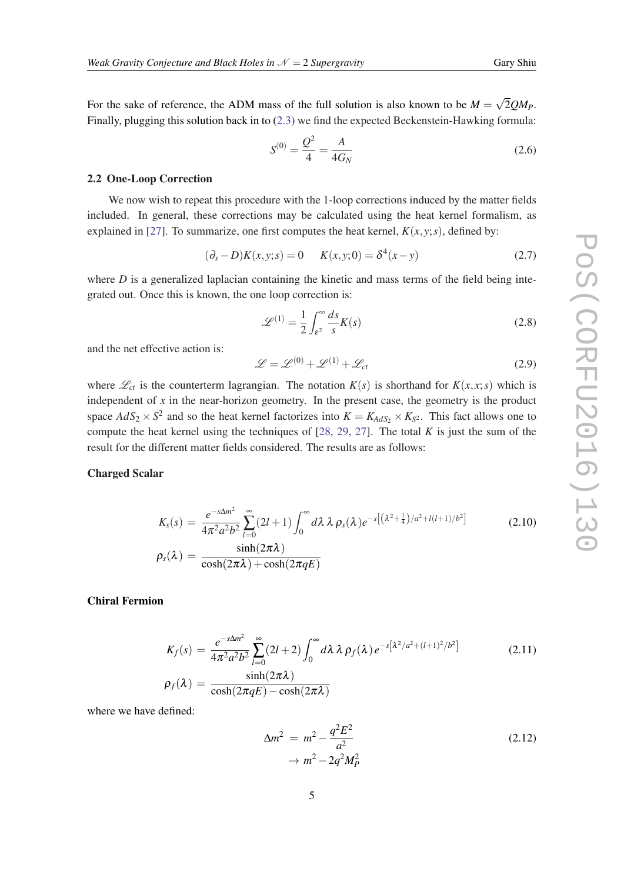For the sake of reference, the ADM mass of the full solution is also known to be $M = \sqrt{2}QM_P$. Finally, plugging this solution back in to (2.3) we find the expected Beckenstein-Hawking formula:

$$S^{(0)} = \frac{Q^2}{4} = \frac{A}{4G_N} \tag{2.6}$$

### 2.2 One-Loop Correction

We now wish to repeat this procedure with the 1-loop corrections induced by the matter fields included. In general, these corrections may be calculated using the heat kernel formalism, as explained in [27]. To summarize, one first computes the heat kernel, $K(x,y;s)$, defined by:

$$(\partial_s - D)K(x,y;s) = 0 \qquad K(x,y;0) = \delta^4(x-y) \tag{2.7}$$

where $D$ is a generalized laplacian containing the kinetic and mass terms of the field being integrated out. Once this is known, the one loop correction is:

$$\mathscr{L}^{(1)} = \frac{1}{2}\int_{\varepsilon^2}^{\infty} \frac{ds}{s} K(s) \tag{2.8}$$

and the net effective action is:

$$\mathscr{L} = \mathscr{L}^{(0)} + \mathscr{L}^{(1)} + \mathscr{L}_{ct} \tag{2.9}$$

where $\mathscr{L}_{ct}$ is the counterterm lagrangian. The notation $K(s)$ is shorthand for $K(x,x;s)$ which is independent of $x$ in the near-horizon geometry. In the present case, the geometry is the product space $AdS_2 \times S^2$ and so the heat kernel factorizes into $K = K_{AdS_2} \times K_{S^2}$. This fact allows one to compute the heat kernel using the techniques of [28, 29, 27]. The total $K$ is just the sum of the result for the different matter fields considered. The results are as follows:

**Charged Scalar**

$$\begin{aligned}
K_s(s) &= \frac{e^{-s\Delta m^2}}{4\pi^2 a^2 b^2} \sum_{l=0}^{\infty} (2l+1) \int_0^{\infty} d\lambda\, \lambda\, \rho_s(\lambda) e^{-s\left[\left(\lambda^2 + \frac{1}{4}\right)/a^2 + l(l+1)/b^2\right]} \\
\rho_s(\lambda) &= \frac{\sinh(2\pi\lambda)}{\cosh(2\pi\lambda) + \cosh(2\pi qE)}
\end{aligned} \tag{2.10}$$

**Chiral Fermion**

$$\begin{aligned}
K_f(s) &= \frac{e^{-s\Delta m^2}}{4\pi^2 a^2 b^2} \sum_{l=0}^{\infty} (2l+2) \int_0^{\infty} d\lambda\, \lambda\, \rho_f(\lambda)\, e^{-s\left[\lambda^2/a^2 + (l+1)^2/b^2\right]} \\
\rho_f(\lambda) &= \frac{\sinh(2\pi\lambda)}{\cosh(2\pi qE) - \cosh(2\pi\lambda)}
\end{aligned} \tag{2.11}$$

where we have defined:

$$\begin{aligned}
\Delta m^2 &= m^2 - \frac{q^2E^2}{a^2} \\
&\rightarrow m^2 - 2q^2M_P^2
\end{aligned} \tag{2.12}$$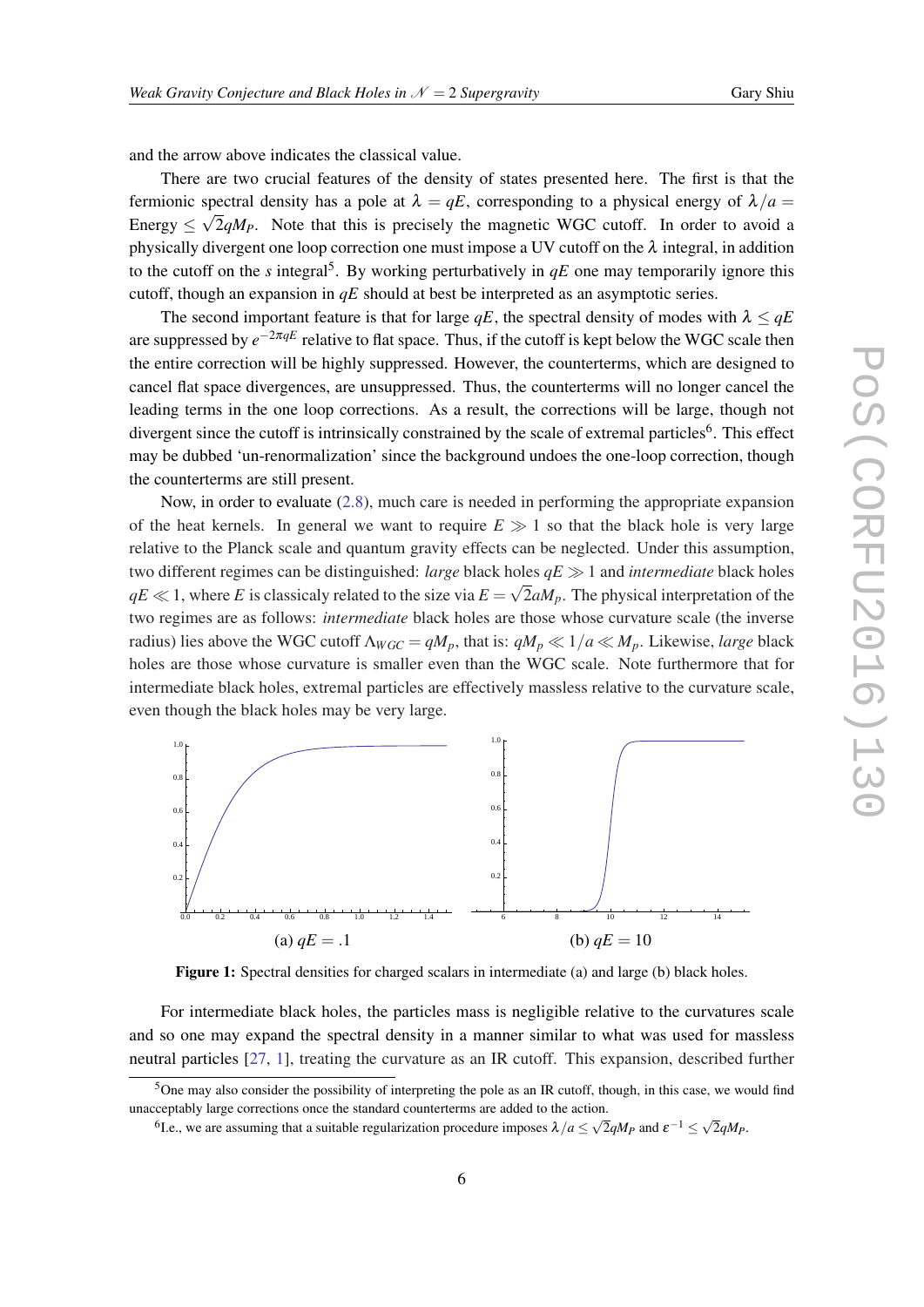and the arrow above indicates the classical value.

There are two crucial features of the density of states presented here. The first is that the fermionic spectral density has a pole at $\lambda = qE$, corresponding to a physical energy of $\lambda/a =$ Energy $\leq \sqrt{2}qM_P$. Note that this is precisely the magnetic WGC cutoff. In order to avoid a physically divergent one loop correction one must impose a UV cutoff on the $\lambda$ integral, in addition to the cutoff on the $s$ integral[5]. By working perturbatively in $qE$ one may temporarily ignore this cutoff, though an expansion in $qE$ should at best be interpreted as an asymptotic series.

The second important feature is that for large $qE$, the spectral density of modes with $\lambda \leq qE$ are suppressed by $e^{-2\pi qE}$ relative to flat space. Thus, if the cutoff is kept below the WGC scale then the entire correction will be highly suppressed. However, the counterterms, which are designed to cancel flat space divergences, are unsuppressed. Thus, the counterterms will no longer cancel the leading terms in the one loop corrections. As a result, the corrections will be large, though not divergent since the cutoff is intrinsically constrained by the scale of extremal particles[6]. This effect may be dubbed 'un-renormalization' since the background undoes the one-loop correction, though the counterterms are still present.

Now, in order to evaluate (2.8), much care is needed in performing the appropriate expansion of the heat kernels. In general we want to require $E \gg 1$ so that the black hole is very large relative to the Planck scale and quantum gravity effects can be neglected. Under this assumption, two different regimes can be distinguished: *large* black holes $qE \gg 1$ and *intermediate* black holes $qE \ll 1$, where $E$ is classicaly related to the size via $E = \sqrt{2}aM_p$. The physical interpretation of the two regimes are as follows: *intermediate* black holes are those whose curvature scale (the inverse radius) lies above the WGC cutoff $\Lambda_{WGC} = qM_p$, that is: $qM_p \ll 1/a \ll M_p$. Likewise, *large* black holes are those whose curvature is smaller even than the WGC scale. Note furthermore that for intermediate black holes, extremal particles are effectively massless relative to the curvature scale, even though the black holes may be very large.

(a) $qE = .1$ (b) $qE = 10$

**Figure 1:** Spectral densities for charged scalars in intermediate (a) and large (b) black holes.

For intermediate black holes, the particles mass is negligible relative to the curvatures scale and so one may expand the spectral density in a manner similar to what was used for massless neutral particles [27, 1], treating the curvature as an IR cutoff. This expansion, described further

[5] One may also consider the possibility of interpreting the pole as an IR cutoff, though, in this case, we would find unacceptably large corrections once the standard counterterms are added to the action.

[6] I.e., we are assuming that a suitable regularization procedure imposes $\lambda/a \leq \sqrt{2}qM_P$ and $\varepsilon^{-1} \leq \sqrt{2}qM_P$.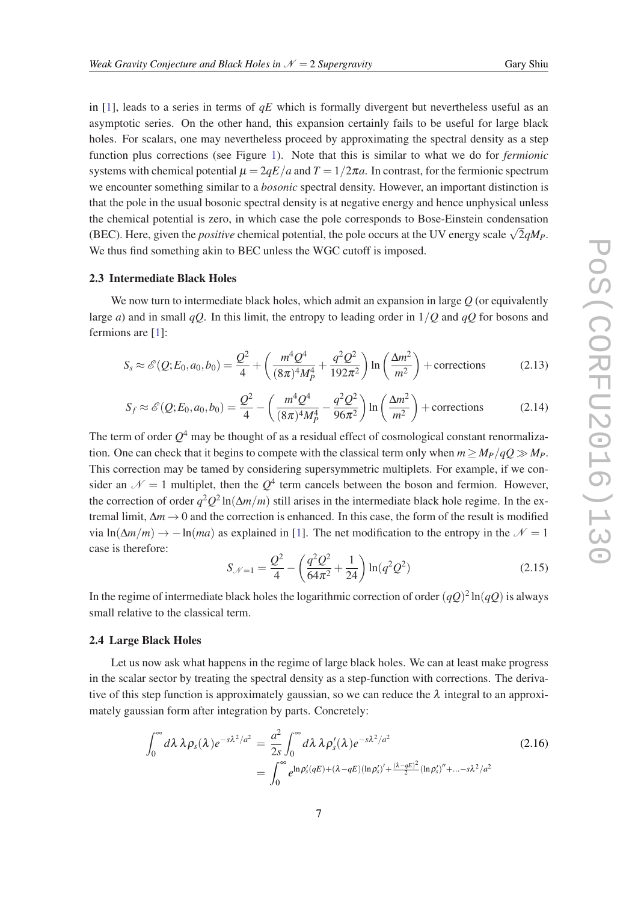in [1], leads to a series in terms of $qE$ which is formally divergent but nevertheless useful as an asymptotic series. On the other hand, this expansion certainly fails to be useful for large black holes. For scalars, one may nevertheless proceed by approximating the spectral density as a step function plus corrections (see Figure 1). Note that this is similar to what we do for *fermionic* systems with chemical potential $\mu = 2qE/a$ and $T = 1/2\pi a$. In contrast, for the fermionic spectrum we encounter something similar to a *bosonic* spectral density. However, an important distinction is that the pole in the usual bosonic spectral density is at negative energy and hence unphysical unless the chemical potential is zero, in which case the pole corresponds to Bose-Einstein condensation (BEC). Here, given the *positive* chemical potential, the pole occurs at the UV energy scale $\sqrt{2}qM_P$. We thus find something akin to BEC unless the WGC cutoff is imposed.

### 2.3 Intermediate Black Holes

We now turn to intermediate black holes, which admit an expansion in large $Q$ (or equivalently large $a$) and in small $qQ$. In this limit, the entropy to leading order in $1/Q$ and $qQ$ for bosons and fermions are [1]:

$$S_s \approx \mathscr{E}(Q; E_0, a_0, b_0) = \frac{Q^2}{4} + \left(\frac{m^4 Q^4}{(8\pi)^4 M_P^4} + \frac{q^2 Q^2}{192\pi^2}\right) \ln\left(\frac{\Delta m^2}{m^2}\right) + \text{corrections} \tag{2.13}$$

$$S_f \approx \mathscr{E}(Q; E_0, a_0, b_0) = \frac{Q^2}{4} - \left(\frac{m^4 Q^4}{(8\pi)^4 M_P^4} - \frac{q^2 Q^2}{96\pi^2}\right) \ln\left(\frac{\Delta m^2}{m^2}\right) + \text{corrections} \tag{2.14}$$

The term of order $Q^4$ may be thought of as a residual effect of cosmological constant renormalization. One can check that it begins to compete with the classical term only when $m \geq M_P/qQ \gg M_P$. This correction may be tamed by considering supersymmetric multiplets. For example, if we consider an $\mathscr{N} = 1$ multiplet, then the $Q^4$ term cancels between the boson and fermion. However, the correction of order $q^2 Q^2 \ln(\Delta m/m)$ still arises in the intermediate black hole regime. In the extremal limit, $\Delta m \to 0$ and the correction is enhanced. In this case, the form of the result is modified via $\ln(\Delta m/m) \to -\ln(ma)$ as explained in [1]. The net modification to the entropy in the $\mathscr{N} = 1$ case is therefore:

$$S_{\mathscr{N}=1} = \frac{Q^2}{4} - \left(\frac{q^2 Q^2}{64\pi^2} + \frac{1}{24}\right) \ln(q^2 Q^2) \tag{2.15}$$

In the regime of intermediate black holes the logarithmic correction of order $(qQ)^2 \ln(qQ)$ is always small relative to the classical term.

### 2.4 Large Black Holes

Let us now ask what happens in the regime of large black holes. We can at least make progress in the scalar sector by treating the spectral density as a step-function with corrections. The derivative of this step function is approximately gaussian, so we can reduce the $\lambda$ integral to an approximately gaussian form after integration by parts. Concretely:

$$\begin{aligned}
\int_0^\infty d\lambda\, \lambda \rho_s(\lambda) e^{-s\lambda^2/a^2} &= \frac{a^2}{2s} \int_0^\infty d\lambda\, \lambda \rho_s'(\lambda) e^{-s\lambda^2/a^2} \\
&= \int_0^\infty e^{\ln \rho_s'(qE) + (\lambda - qE)(\ln \rho_s')' + \frac{(\lambda - qE)^2}{2} (\ln \rho_s')'' + \ldots - s\lambda^2/a^2}
\end{aligned} \tag{2.16}$$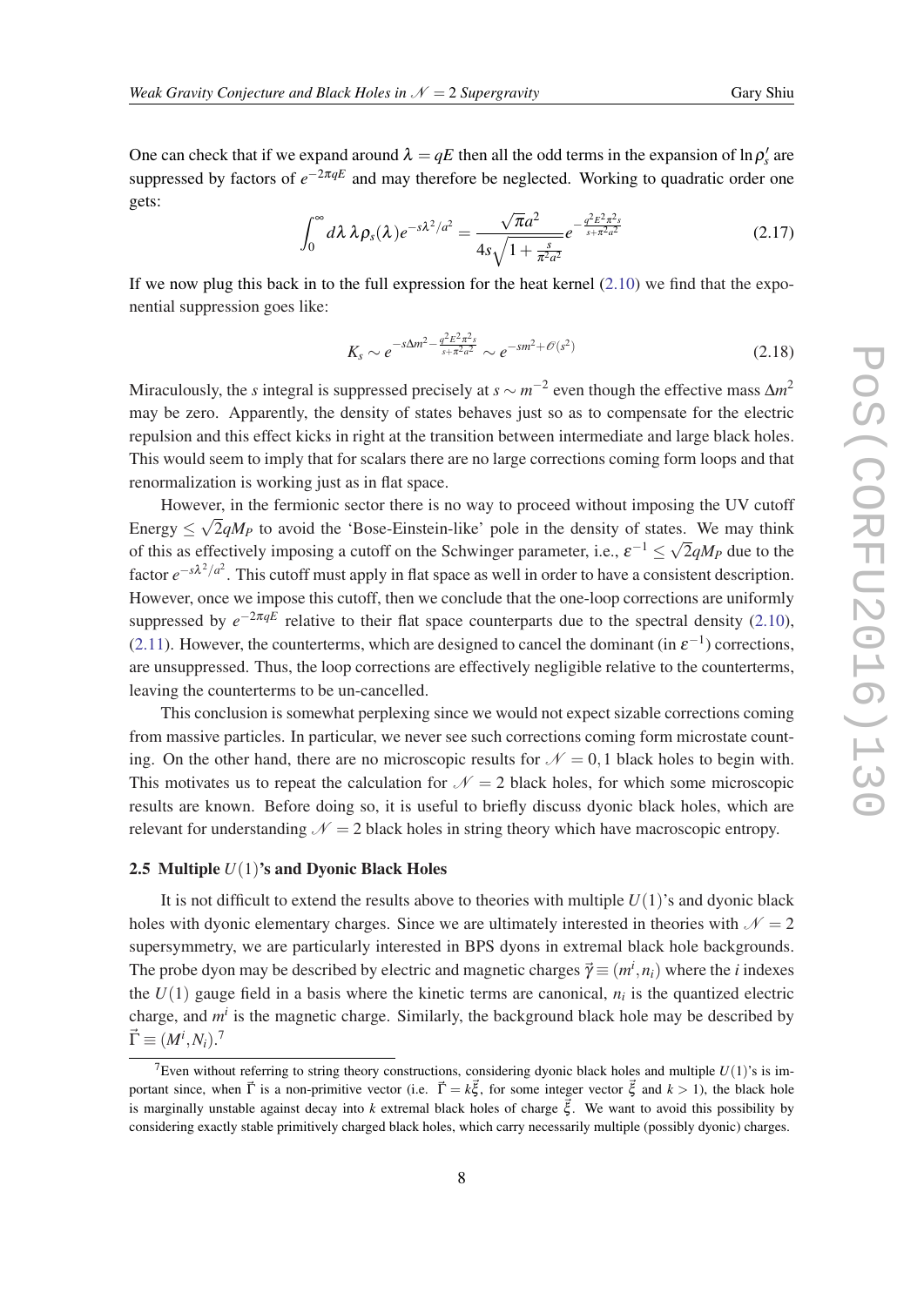One can check that if we expand around $\lambda = qE$ then all the odd terms in the expansion of $\ln \rho_s'$ are suppressed by factors of $e^{-2\pi qE}$ and may therefore be neglected. Working to quadratic order one gets:

$$\int_0^\infty d\lambda\, \lambda \rho_s(\lambda) e^{-s\lambda^2/a^2} = \frac{\sqrt{\pi}a^2}{4s\sqrt{1+\frac{s}{\pi^2 a^2}}} e^{-\frac{q^2E^2\pi^2 s}{s+\pi^2 a^2}} \tag{2.17}$$

If we now plug this back in to the full expression for the heat kernel (2.10) we find that the exponential suppression goes like:

$$K_s \sim e^{-s\Delta m^2 - \frac{q^2E^2\pi^2 s}{s+\pi^2 a^2}} \sim e^{-sm^2 + \mathcal{O}(s^2)} \tag{2.18}$$

Miraculously, the $s$ integral is suppressed precisely at $s \sim m^{-2}$ even though the effective mass $\Delta m^2$ may be zero. Apparently, the density of states behaves just so as to compensate for the electric repulsion and this effect kicks in right at the transition between intermediate and large black holes. This would seem to imply that for scalars there are no large corrections coming form loops and that renormalization is working just as in flat space.

However, in the fermionic sector there is no way to proceed without imposing the UV cutoff Energy $\leq \sqrt{2}qM_P$ to avoid the 'Bose-Einstein-like' pole in the density of states. We may think of this as effectively imposing a cutoff on the Schwinger parameter, i.e., $\varepsilon^{-1} \leq \sqrt{2}qM_P$ due to the factor $e^{-s\lambda^2/a^2}$. This cutoff must apply in flat space as well in order to have a consistent description. However, once we impose this cutoff, then we conclude that the one-loop corrections are uniformly suppressed by $e^{-2\pi qE}$ relative to their flat space counterparts due to the spectral density (2.10), (2.11). However, the counterterms, which are designed to cancel the dominant (in $\varepsilon^{-1}$) corrections, are unsuppressed. Thus, the loop corrections are effectively negligible relative to the counterterms, leaving the counterterms to be un-cancelled.

This conclusion is somewhat perplexing since we would not expect sizable corrections coming from massive particles. In particular, we never see such corrections coming form microstate counting. On the other hand, there are no microscopic results for $\mathcal{N} = 0, 1$ black holes to begin with. This motivates us to repeat the calculation for $\mathcal{N} = 2$ black holes, for which some microscopic results are known. Before doing so, it is useful to briefly discuss dyonic black holes, which are relevant for understanding $\mathcal{N} = 2$ black holes in string theory which have macroscopic entropy.

### 2.5 Multiple $U(1)$'s and Dyonic Black Holes

It is not difficult to extend the results above to theories with multiple $U(1)$'s and dyonic black holes with dyonic elementary charges. Since we are ultimately interested in theories with $\mathcal{N} = 2$ supersymmetry, we are particularly interested in BPS dyons in extremal black hole backgrounds. The probe dyon may be described by electric and magnetic charges $\vec{\gamma} \equiv (m^i, n_i)$ where the $i$ indexes the $U(1)$ gauge field in a basis where the kinetic terms are canonical, $n_i$ is the quantized electric charge, and $m^i$ is the magnetic charge. Similarly, the background black hole may be described by $\vec{\Gamma} \equiv (M^i, N_i)$.[7]

[7] Even without referring to string theory constructions, considering dyonic black holes and multiple $U(1)$'s is important since, when $\vec{\Gamma}$ is a non-primitive vector (i.e. $\vec{\Gamma} = k\vec{\xi}$, for some integer vector $\vec{\xi}$ and $k > 1$), the black hole is marginally unstable against decay into $k$ extremal black holes of charge $\vec{\xi}$. We want to avoid this possibility by considering exactly stable primitively charged black holes, which carry necessarily multiple (possibly dyonic) charges.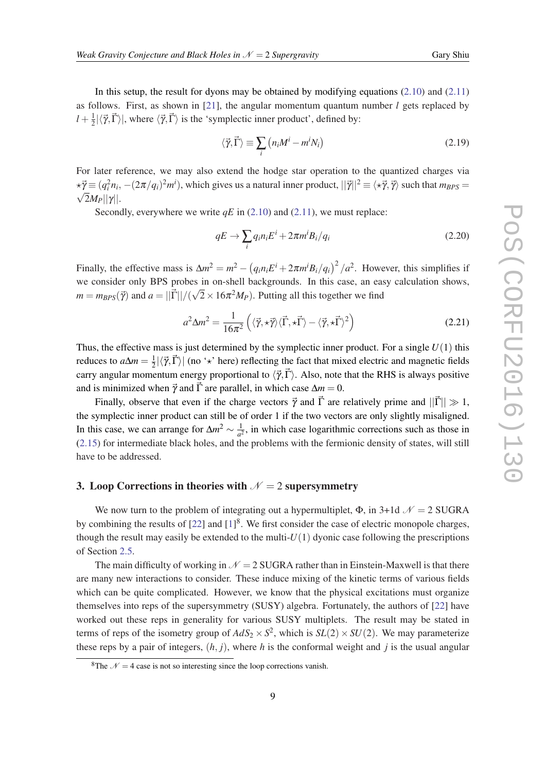In this setup, the result for dyons may be obtained by modifying equations (2.10) and (2.11) as follows. First, as shown in [21], the angular momentum quantum number $l$ gets replaced by $l+\frac{1}{2}|\langle\vec{\gamma},\vec{\Gamma}\rangle|$, where $\langle\vec{\gamma},\vec{\Gamma}\rangle$ is the 'symplectic inner product', defined by:

$$\langle\vec{\gamma},\vec{\Gamma}\rangle \equiv \sum_i \left(n_i M^i - m^i N_i\right) \tag{2.19}$$

For later reference, we may also extend the hodge star operation to the quantized charges via $\star\vec{\gamma} \equiv (q_i^2 n_i, -(2\pi/q_i)^2 m^i)$, which gives us a natural inner product, $||\vec{\gamma}||^2 \equiv \langle\star\vec{\gamma},\vec{\gamma}\rangle$ such that $m_{BPS} = \sqrt{2}M_P||\gamma||$.

Secondly, everywhere we write $qE$ in (2.10) and (2.11), we must replace:

$$qE \rightarrow \sum_i q_i n_i E^i + 2\pi m^i B_i/q_i \tag{2.20}$$

Finally, the effective mass is $\Delta m^2 = m^2 - \left(q_i n_i E^i + 2\pi m^i B_i/q_i\right)^2/a^2$. However, this simplifies if we consider only BPS probes in on-shell backgrounds. In this case, an easy calculation shows, $m = m_{BPS}(\vec{\gamma})$ and $a = ||\vec{\Gamma}||/(\sqrt{2}\times 16\pi^2 M_P)$. Putting all this together we find

$$a^2\Delta m^2 = \frac{1}{16\pi^2}\left(\langle\vec{\gamma},\star\vec{\gamma}\rangle\langle\vec{\Gamma},\star\vec{\Gamma}\rangle - \langle\vec{\gamma},\star\vec{\Gamma}\rangle^2\right) \tag{2.21}$$

Thus, the effective mass is just determined by the symplectic inner product. For a single $U(1)$ this reduces to $a\Delta m = \frac{1}{2}|\langle\vec{\gamma},\vec{\Gamma}\rangle|$ (no '$\star$' here) reflecting the fact that mixed electric and magnetic fields carry angular momentum energy proportional to $\langle\vec{\gamma},\vec{\Gamma}\rangle$. Also, note that the RHS is always positive and is minimized when $\vec{\gamma}$ and $\vec{\Gamma}$ are parallel, in which case $\Delta m = 0$.

Finally, observe that even if the charge vectors $\vec{\gamma}$ and $\vec{\Gamma}$ are relatively prime and $||\vec{\Gamma}|| \gg 1$, the symplectic inner product can still be of order 1 if the two vectors are only slightly misaligned. In this case, we can arrange for $\Delta m^2 \sim \frac{1}{a^2}$, in which case logarithmic corrections such as those in (2.15) for intermediate black holes, and the problems with the fermionic density of states, will still have to be addressed.

## 3. Loop Corrections in theories with $\mathcal{N}=2$ supersymmetry

We now turn to the problem of integrating out a hypermultiplet, $\Phi$, in 3+1d $\mathcal{N}=2$ SUGRA by combining the results of [22] and [1][8]. We first consider the case of electric monopole charges, though the result may easily be extended to the multi-$U(1)$ dyonic case following the prescriptions of Section 2.5.

The main difficulty of working in $\mathcal{N}=2$ SUGRA rather than in Einstein-Maxwell is that there are many new interactions to consider. These induce mixing of the kinetic terms of various fields which can be quite complicated. However, we know that the physical excitations must organize themselves into reps of the supersymmetry (SUSY) algebra. Fortunately, the authors of [22] have worked out these reps in generality for various SUSY multiplets. The result may be stated in terms of reps of the isometry group of $AdS_2\times S^2$, which is $SL(2)\times SU(2)$. We may parameterize these reps by a pair of integers, $(h, j)$, where $h$ is the conformal weight and $j$ is the usual angular

[8] The $\mathcal{N}=4$ case is not so interesting since the loop corrections vanish.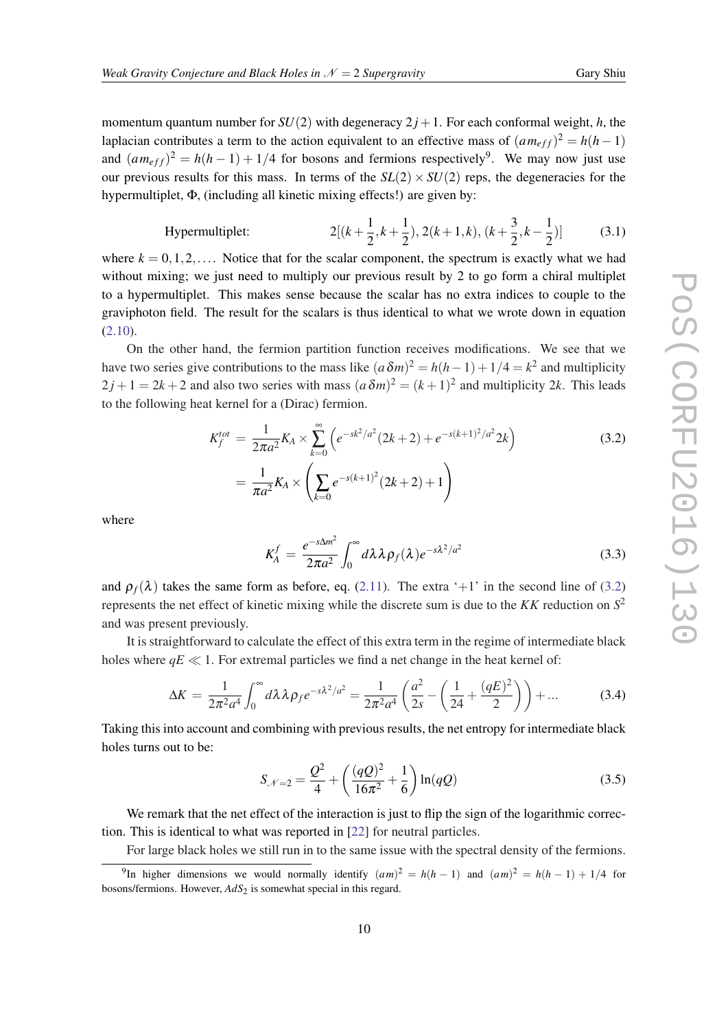momentum quantum number for $SU(2)$ with degeneracy $2j+1$. For each conformal weight, $h$, the laplacian contributes a term to the action equivalent to an effective mass of $(am_{eff})^2 = h(h-1)$ and $(am_{eff})^2 = h(h-1)+1/4$ for bosons and fermions respectively[9]. We may now just use our previous results for this mass. In terms of the $SL(2)\times SU(2)$ reps, the degeneracies for the hypermultiplet, $\Phi$, (including all kinetic mixing effects!) are given by:

$$\text{Hypermultiplet:} \qquad 2[(k+\frac{1}{2},k+\frac{1}{2}),\, 2(k+1,k),\, (k+\frac{3}{2},k-\frac{1}{2})] \tag{3.1}$$

where $k = 0,1,2,\ldots$. Notice that for the scalar component, the spectrum is exactly what we had without mixing; we just need to multiply our previous result by 2 to go form a chiral multiplet to a hypermultiplet. This makes sense because the scalar has no extra indices to couple to the graviphoton field. The result for the scalars is thus identical to what we wrote down in equation (2.10).

On the other hand, the fermion partition function receives modifications. We see that we have two series give contributions to the mass like $(a\delta m)^2 = h(h-1)+1/4 = k^2$ and multiplicity $2j+1 = 2k+2$ and also two series with mass $(a\delta m)^2 = (k+1)^2$ and multiplicity $2k$. This leads to the following heat kernel for a (Dirac) fermion.

$$\begin{aligned} K_f^{tot} &= \frac{1}{2\pi a^2} K_A \times \sum_{k=0}^{\infty} \left( e^{-sk^2/a^2}(2k+2) + e^{-s(k+1)^2/a^2} 2k \right) \\ &= \frac{1}{\pi a^2} K_A \times \left( \sum_{k=0} e^{-s(k+1)^2}(2k+2) + 1 \right) \end{aligned} \tag{3.2}$$

where

$$K_A^f = \frac{e^{-s\Delta m^2}}{2\pi a^2} \int_0^\infty d\lambda\, \lambda \rho_f(\lambda) e^{-s\lambda^2/a^2} \tag{3.3}$$

and $\rho_f(\lambda)$ takes the same form as before, eq. (2.11). The extra '+1' in the second line of (3.2) represents the net effect of kinetic mixing while the discrete sum is due to the $KK$ reduction on $S^2$ and was present previously.

It is straightforward to calculate the effect of this extra term in the regime of intermediate black holes where $qE \ll 1$. For extremal particles we find a net change in the heat kernel of:

$$\Delta K = \frac{1}{2\pi^2 a^4} \int_0^\infty d\lambda\, \lambda \rho_f e^{-s\lambda^2/a^2} = \frac{1}{2\pi^2 a^4} \left( \frac{a^2}{2s} - \left( \frac{1}{24} + \frac{(qE)^2}{2} \right) \right) + \ldots \tag{3.4}$$

Taking this into account and combining with previous results, the net entropy for intermediate black holes turns out to be:

$$S_{\mathcal{N}=2} = \frac{Q^2}{4} + \left( \frac{(qQ)^2}{16\pi^2} + \frac{1}{6} \right) \ln(qQ) \tag{3.5}$$

We remark that the net effect of the interaction is just to flip the sign of the logarithmic correction. This is identical to what was reported in [22] for neutral particles.

For large black holes we still run in to the same issue with the spectral density of the fermions.

---

[9] In higher dimensions we would normally identify $(am)^2 = h(h-1)$ and $(am)^2 = h(h-1)+1/4$ for bosons/fermions. However, $AdS_2$ is somewhat special in this regard.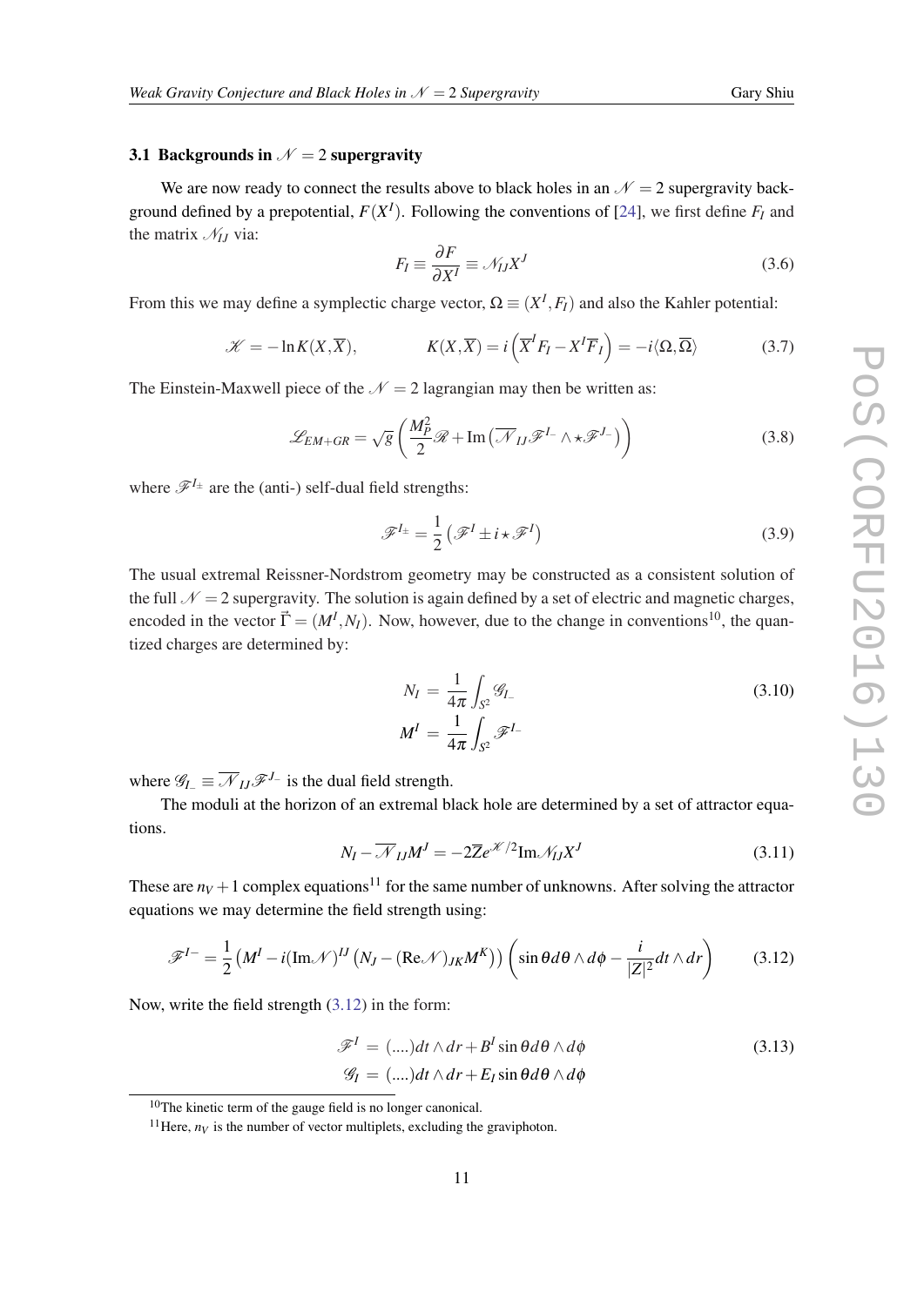### 3.1 Backgrounds in $\mathcal{N}=2$ supergravity

We are now ready to connect the results above to black holes in an $\mathcal{N}=2$ supergravity background defined by a prepotential, $F(X^I)$. Following the conventions of [24], we first define $F_I$ and the matrix $\mathcal{N}_{IJ}$ via:

$$F_I \equiv \frac{\partial F}{\partial X^I} \equiv \mathcal{N}_{IJ} X^J \tag{3.6}$$

From this we may define a symplectic charge vector, $\Omega \equiv (X^I, F_I)$ and also the Kahler potential:

$$\mathscr{K} = -\ln K(X,\overline{X}), \qquad K(X,\overline{X}) = i\left(\overline{X}^I F_I - X^I \overline{F}_I\right) = -i\langle \Omega, \overline{\Omega}\rangle \tag{3.7}$$

The Einstein-Maxwell piece of the $\mathcal{N}=2$ lagrangian may then be written as:

$$\mathscr{L}_{EM+GR} = \sqrt{g}\left(\frac{M_P^2}{2}\mathscr{R} + \mathrm{Im}\left(\overline{\mathcal{N}}_{IJ}\mathscr{F}^{I_-}\wedge\star\mathscr{F}^{J_-}\right)\right) \tag{3.8}$$

where $\mathscr{F}^{I_\pm}$ are the (anti-) self-dual field strengths:

$$\mathscr{F}^{I_\pm} = \frac{1}{2}\left(\mathscr{F}^I \pm i\star\mathscr{F}^I\right) \tag{3.9}$$

The usual extremal Reissner-Nordstrom geometry may be constructed as a consistent solution of the full $\mathcal{N}=2$ supergravity. The solution is again defined by a set of electric and magnetic charges, encoded in the vector $\vec{\Gamma} = (M^I, N_I)$. Now, however, due to the change in conventions[10], the quantized charges are determined by:

$$\begin{aligned} N_I &= \frac{1}{4\pi}\int_{S^2}\mathscr{G}_{I_-} \\ M^I &= \frac{1}{4\pi}\int_{S^2}\mathscr{F}^{I_-} \end{aligned} \tag{3.10}$$

where $\mathscr{G}_{I_-} \equiv \overline{\mathcal{N}}_{IJ}\mathscr{F}^{J_-}$ is the dual field strength.

The moduli at the horizon of an extremal black hole are determined by a set of attractor equations.

$$N_I - \overline{\mathcal{N}}_{IJ}M^J = -2\overline{Z}e^{\mathscr{K}/2}\mathrm{Im}\mathcal{N}_{IJ}X^J \tag{3.11}$$

These are $n_V+1$ complex equations[11] for the same number of unknowns. After solving the attractor equations we may determine the field strength using:

$$\mathscr{F}^{I-} = \frac{1}{2}\left(M^I - i(\mathrm{Im}\mathcal{N})^{IJ}\left(N_J - (\mathrm{Re}\mathcal{N})_{JK}M^K\right)\right)\left(\sin\theta d\theta\wedge d\phi - \frac{i}{|Z|^2}dt\wedge dr\right) \tag{3.12}$$

Now, write the field strength (3.12) in the form:

$$\begin{aligned} \mathscr{F}^I &= (....)dt\wedge dr + B^I\sin\theta d\theta\wedge d\phi \\ \mathscr{G}_I &= (....)dt\wedge dr + E_I\sin\theta d\theta\wedge d\phi \end{aligned} \tag{3.13}$$

[10] The kinetic term of the gauge field is no longer canonical.

[11] Here, $n_V$ is the number of vector multiplets, excluding the graviphoton.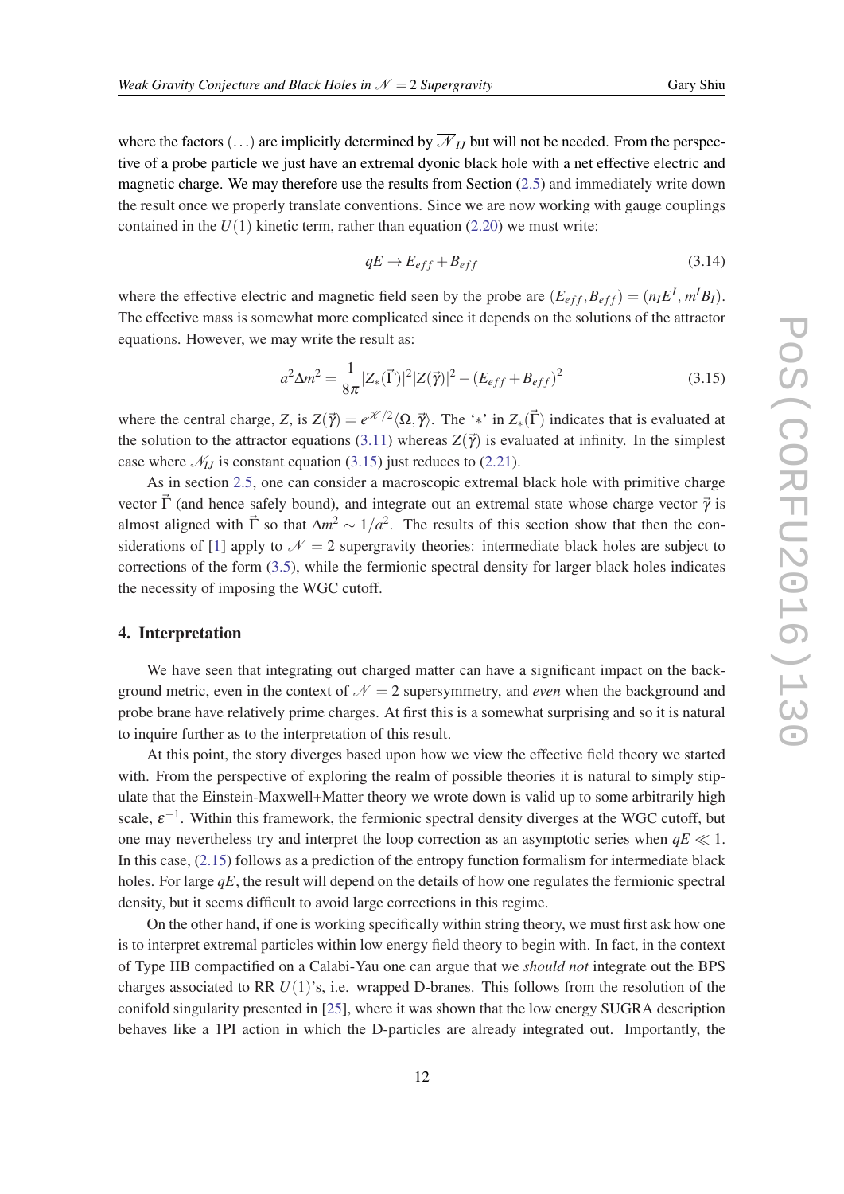where the factors $(\ldots)$ are implicitly determined by $\overline{\mathcal{N}}_{IJ}$ but will not be needed. From the perspective of a probe particle we just have an extremal dyonic black hole with a net effective electric and magnetic charge. We may therefore use the results from Section (2.5) and immediately write down the result once we properly translate conventions. Since we are now working with gauge couplings contained in the $U(1)$ kinetic term, rather than equation (2.20) we must write:

$$qE \to E_{eff} + B_{eff} \tag{3.14}$$

where the effective electric and magnetic field seen by the probe are $(E_{eff}, B_{eff}) = (n_I E^I, m^I B_I)$. The effective mass is somewhat more complicated since it depends on the solutions of the attractor equations. However, we may write the result as:

$$a^2 \Delta m^2 = \frac{1}{8\pi} |Z_*(\vec{\Gamma})|^2 |Z(\vec{\gamma})|^2 - (E_{eff} + B_{eff})^2 \tag{3.15}$$

where the central charge, $Z$, is $Z(\vec{\gamma}) = e^{\mathcal{K}/2} \langle \Omega, \vec{\gamma} \rangle$. The '$*$' in $Z_*(\vec{\Gamma})$ indicates that is evaluated at the solution to the attractor equations (3.11) whereas $Z(\vec{\gamma})$ is evaluated at infinity. In the simplest case where $\mathcal{N}_{IJ}$ is constant equation (3.15) just reduces to (2.21).

As in section 2.5, one can consider a macroscopic extremal black hole with primitive charge vector $\vec{\Gamma}$ (and hence safely bound), and integrate out an extremal state whose charge vector $\vec{\gamma}$ is almost aligned with $\vec{\Gamma}$ so that $\Delta m^2 \sim 1/a^2$. The results of this section show that then the considerations of [1] apply to $\mathcal{N} = 2$ supergravity theories: intermediate black holes are subject to corrections of the form (3.5), while the fermionic spectral density for larger black holes indicates the necessity of imposing the WGC cutoff.

## 4. Interpretation

We have seen that integrating out charged matter can have a significant impact on the background metric, even in the context of $\mathcal{N} = 2$ supersymmetry, and *even* when the background and probe brane have relatively prime charges. At first this is a somewhat surprising and so it is natural to inquire further as to the interpretation of this result.

At this point, the story diverges based upon how we view the effective field theory we started with. From the perspective of exploring the realm of possible theories it is natural to simply stipulate that the Einstein-Maxwell+Matter theory we wrote down is valid up to some arbitrarily high scale, $\varepsilon^{-1}$. Within this framework, the fermionic spectral density diverges at the WGC cutoff, but one may nevertheless try and interpret the loop correction as an asymptotic series when $qE \ll 1$. In this case, (2.15) follows as a prediction of the entropy function formalism for intermediate black holes. For large $qE$, the result will depend on the details of how one regulates the fermionic spectral density, but it seems difficult to avoid large corrections in this regime.

On the other hand, if one is working specifically within string theory, we must first ask how one is to interpret extremal particles within low energy field theory to begin with. In fact, in the context of Type IIB compactified on a Calabi-Yau one can argue that we *should not* integrate out the BPS charges associated to RR $U(1)$'s, i.e. wrapped D-branes. This follows from the resolution of the conifold singularity presented in [25], where it was shown that the low energy SUGRA description behaves like a 1PI action in which the D-particles are already integrated out. Importantly, the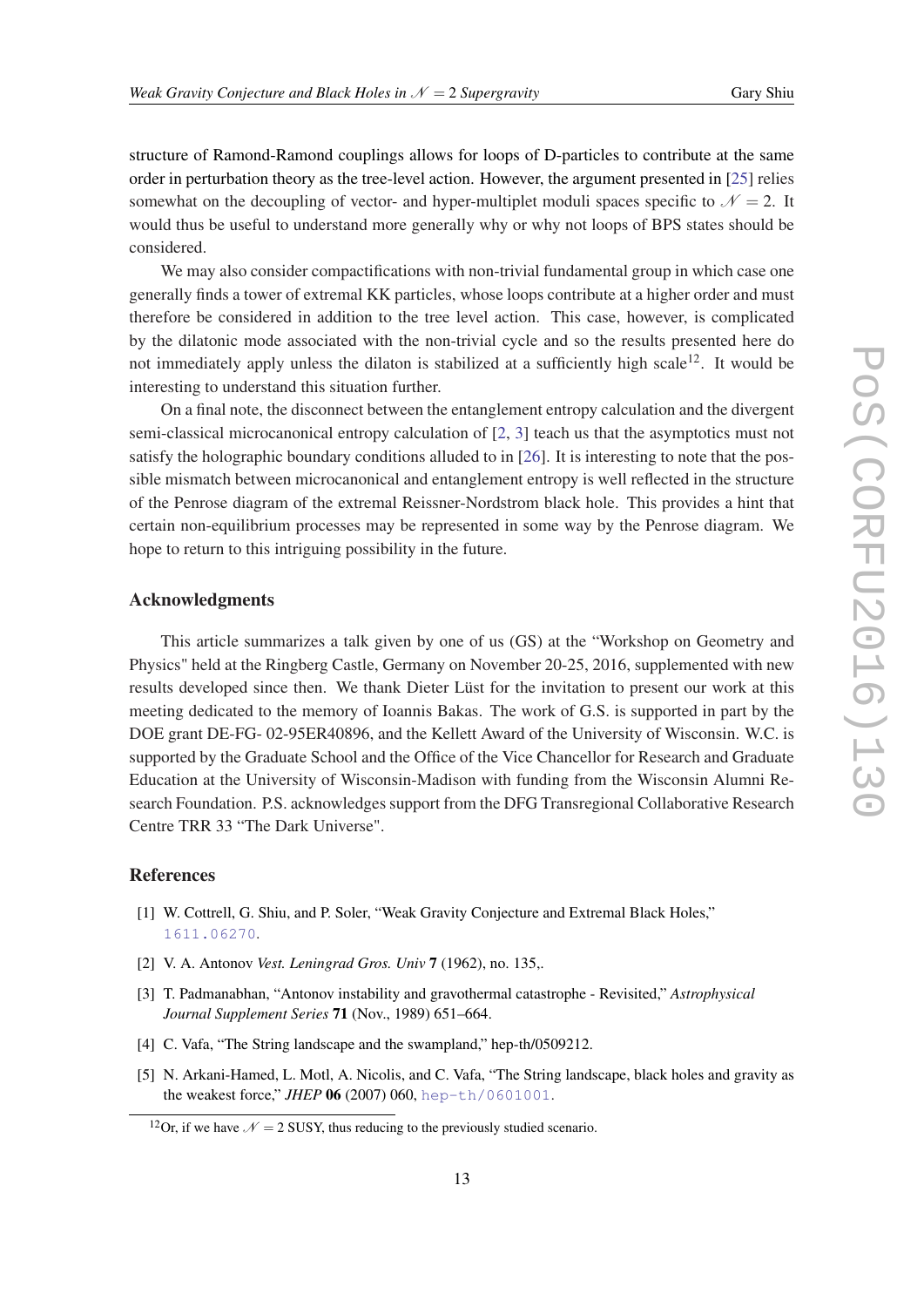structure of Ramond-Ramond couplings allows for loops of D-particles to contribute at the same order in perturbation theory as the tree-level action. However, the argument presented in [25] relies somewhat on the decoupling of vector- and hyper-multiplet moduli spaces specific to $\mathcal{N}=2$. It would thus be useful to understand more generally why or why not loops of BPS states should be considered.

We may also consider compactifications with non-trivial fundamental group in which case one generally finds a tower of extremal KK particles, whose loops contribute at a higher order and must therefore be considered in addition to the tree level action. This case, however, is complicated by the dilatonic mode associated with the non-trivial cycle and so the results presented here do not immediately apply unless the dilaton is stabilized at a sufficiently high scale[12]. It would be interesting to understand this situation further.

On a final note, the disconnect between the entanglement entropy calculation and the divergent semi-classical microcanonical entropy calculation of [2, 3] teach us that the asymptotics must not satisfy the holographic boundary conditions alluded to in [26]. It is interesting to note that the possible mismatch between microcanonical and entanglement entropy is well reflected in the structure of the Penrose diagram of the extremal Reissner-Nordstrom black hole. This provides a hint that certain non-equilibrium processes may be represented in some way by the Penrose diagram. We hope to return to this intriguing possibility in the future.

## Acknowledgments

This article summarizes a talk given by one of us (GS) at the "Workshop on Geometry and Physics" held at the Ringberg Castle, Germany on November 20-25, 2016, supplemented with new results developed since then. We thank Dieter Lüst for the invitation to present our work at this meeting dedicated to the memory of Ioannis Bakas. The work of G.S. is supported in part by the DOE grant DE-FG- 02-95ER40896, and the Kellett Award of the University of Wisconsin. W.C. is supported by the Graduate School and the Office of the Vice Chancellor for Research and Graduate Education at the University of Wisconsin-Madison with funding from the Wisconsin Alumni Research Foundation. P.S. acknowledges support from the DFG Transregional Collaborative Research Centre TRR 33 "The Dark Universe".

## References

[1] W. Cottrell, G. Shiu, and P. Soler, "Weak Gravity Conjecture and Extremal Black Holes," 1611.06270.

[2] V. A. Antonov *Vest. Leningrad Gros. Univ* **7** (1962), no. 135,.

[3] T. Padmanabhan, "Antonov instability and gravothermal catastrophe - Revisited," *Astrophysical Journal Supplement Series* **71** (Nov., 1989) 651–664.

[4] C. Vafa, "The String landscape and the swampland," hep-th/0509212.

[5] N. Arkani-Hamed, L. Motl, A. Nicolis, and C. Vafa, "The String landscape, black holes and gravity as the weakest force," *JHEP* **06** (2007) 060, hep-th/0601001.

[12] Or, if we have $\mathcal{N}=2$ SUSY, thus reducing to the previously studied scenario.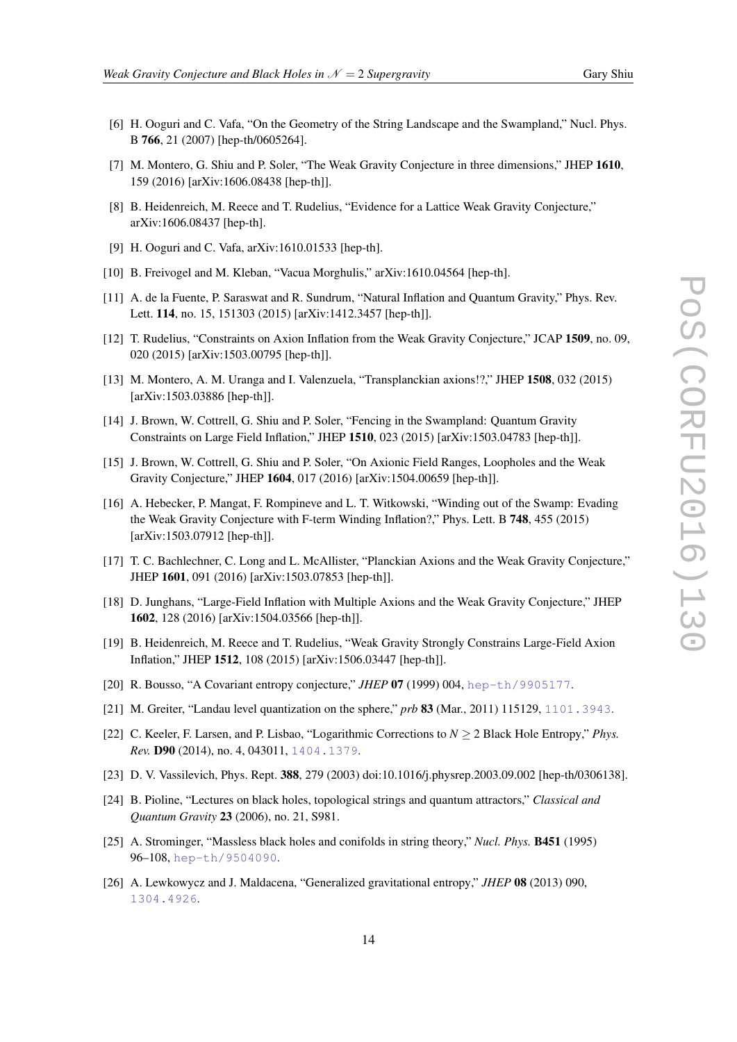[6] H. Ooguri and C. Vafa, "On the Geometry of the String Landscape and the Swampland," Nucl. Phys. B **766**, 21 (2007) [hep-th/0605264].

[7] M. Montero, G. Shiu and P. Soler, "The Weak Gravity Conjecture in three dimensions," JHEP **1610**, 159 (2016) [arXiv:1606.08438 [hep-th]].

[8] B. Heidenreich, M. Reece and T. Rudelius, "Evidence for a Lattice Weak Gravity Conjecture," arXiv:1606.08437 [hep-th].

[9] H. Ooguri and C. Vafa, arXiv:1610.01533 [hep-th].

[10] B. Freivogel and M. Kleban, "Vacua Morghulis," arXiv:1610.04564 [hep-th].

[11] A. de la Fuente, P. Saraswat and R. Sundrum, "Natural Inflation and Quantum Gravity," Phys. Rev. Lett. **114**, no. 15, 151303 (2015) [arXiv:1412.3457 [hep-th]].

[12] T. Rudelius, "Constraints on Axion Inflation from the Weak Gravity Conjecture," JCAP **1509**, no. 09, 020 (2015) [arXiv:1503.00795 [hep-th]].

[13] M. Montero, A. M. Uranga and I. Valenzuela, "Transplanckian axions!?," JHEP **1508**, 032 (2015) [arXiv:1503.03886 [hep-th]].

[14] J. Brown, W. Cottrell, G. Shiu and P. Soler, "Fencing in the Swampland: Quantum Gravity Constraints on Large Field Inflation," JHEP **1510**, 023 (2015) [arXiv:1503.04783 [hep-th]].

[15] J. Brown, W. Cottrell, G. Shiu and P. Soler, "On Axionic Field Ranges, Loopholes and the Weak Gravity Conjecture," JHEP **1604**, 017 (2016) [arXiv:1504.00659 [hep-th]].

[16] A. Hebecker, P. Mangat, F. Rompineve and L. T. Witkowski, "Winding out of the Swamp: Evading the Weak Gravity Conjecture with F-term Winding Inflation?," Phys. Lett. B **748**, 455 (2015) [arXiv:1503.07912 [hep-th]].

[17] T. C. Bachlechner, C. Long and L. McAllister, "Planckian Axions and the Weak Gravity Conjecture," JHEP **1601**, 091 (2016) [arXiv:1503.07853 [hep-th]].

[18] D. Junghans, "Large-Field Inflation with Multiple Axions and the Weak Gravity Conjecture," JHEP **1602**, 128 (2016) [arXiv:1504.03566 [hep-th]].

[19] B. Heidenreich, M. Reece and T. Rudelius, "Weak Gravity Strongly Constrains Large-Field Axion Inflation," JHEP **1512**, 108 (2015) [arXiv:1506.03447 [hep-th]].

[20] R. Bousso, "A Covariant entropy conjecture," *JHEP* **07** (1999) 004, hep-th/9905177.

[21] M. Greiter, "Landau level quantization on the sphere," *prb* **83** (Mar., 2011) 115129, 1101.3943.

[22] C. Keeler, F. Larsen, and P. Lisbao, "Logarithmic Corrections to $N \geq 2$ Black Hole Entropy," *Phys. Rev.* **D90** (2014), no. 4, 043011, 1404.1379.

[23] D. V. Vassilevich, Phys. Rept. **388**, 279 (2003) doi:10.1016/j.physrep.2003.09.002 [hep-th/0306138].

[24] B. Pioline, "Lectures on black holes, topological strings and quantum attractors," *Classical and Quantum Gravity* **23** (2006), no. 21, S981.

[25] A. Strominger, "Massless black holes and conifolds in string theory," *Nucl. Phys.* **B451** (1995) 96–108, hep-th/9504090.

[26] A. Lewkowycz and J. Maldacena, "Generalized gravitational entropy," *JHEP* **08** (2013) 090, 1304.4926.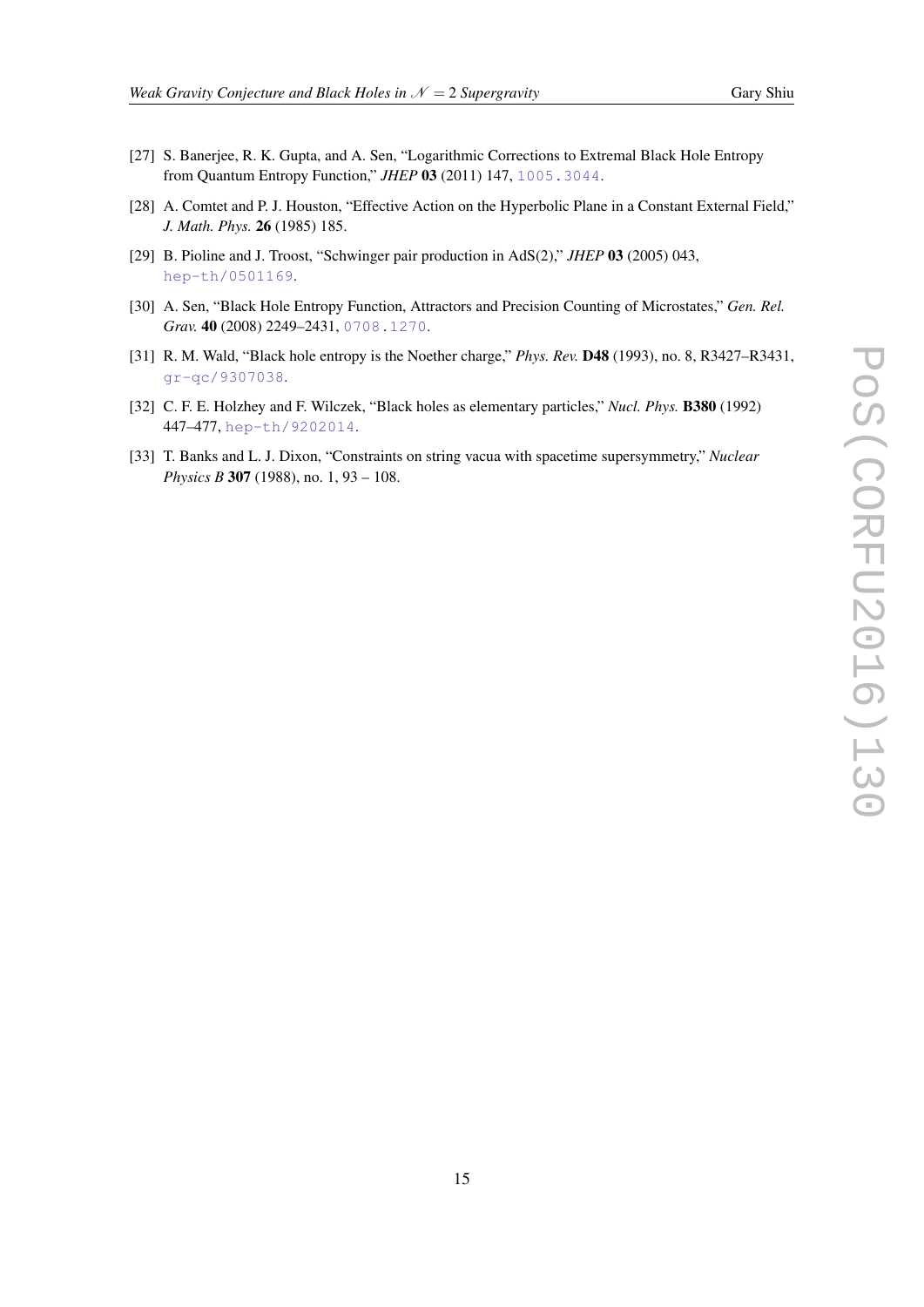[27] S. Banerjee, R. K. Gupta, and A. Sen, “Logarithmic Corrections to Extremal Black Hole Entropy from Quantum Entropy Function,” *JHEP* **03** (2011) 147, 1005.3044.

[28] A. Comtet and P. J. Houston, “Effective Action on the Hyperbolic Plane in a Constant External Field,” *J. Math. Phys.* **26** (1985) 185.

[29] B. Pioline and J. Troost, “Schwinger pair production in AdS(2),” *JHEP* **03** (2005) 043, hep-th/0501169.

[30] A. Sen, “Black Hole Entropy Function, Attractors and Precision Counting of Microstates,” *Gen. Rel. Grav.* **40** (2008) 2249–2431, 0708.1270.

[31] R. M. Wald, “Black hole entropy is the Noether charge,” *Phys. Rev.* **D48** (1993), no. 8, R3427–R3431, gr-qc/9307038.

[32] C. F. E. Holzhey and F. Wilczek, “Black holes as elementary particles,” *Nucl. Phys.* **B380** (1992) 447–477, hep-th/9202014.

[33] T. Banks and L. J. Dixon, “Constraints on string vacua with spacetime supersymmetry,” *Nuclear Physics B* **307** (1988), no. 1, 93 – 108.